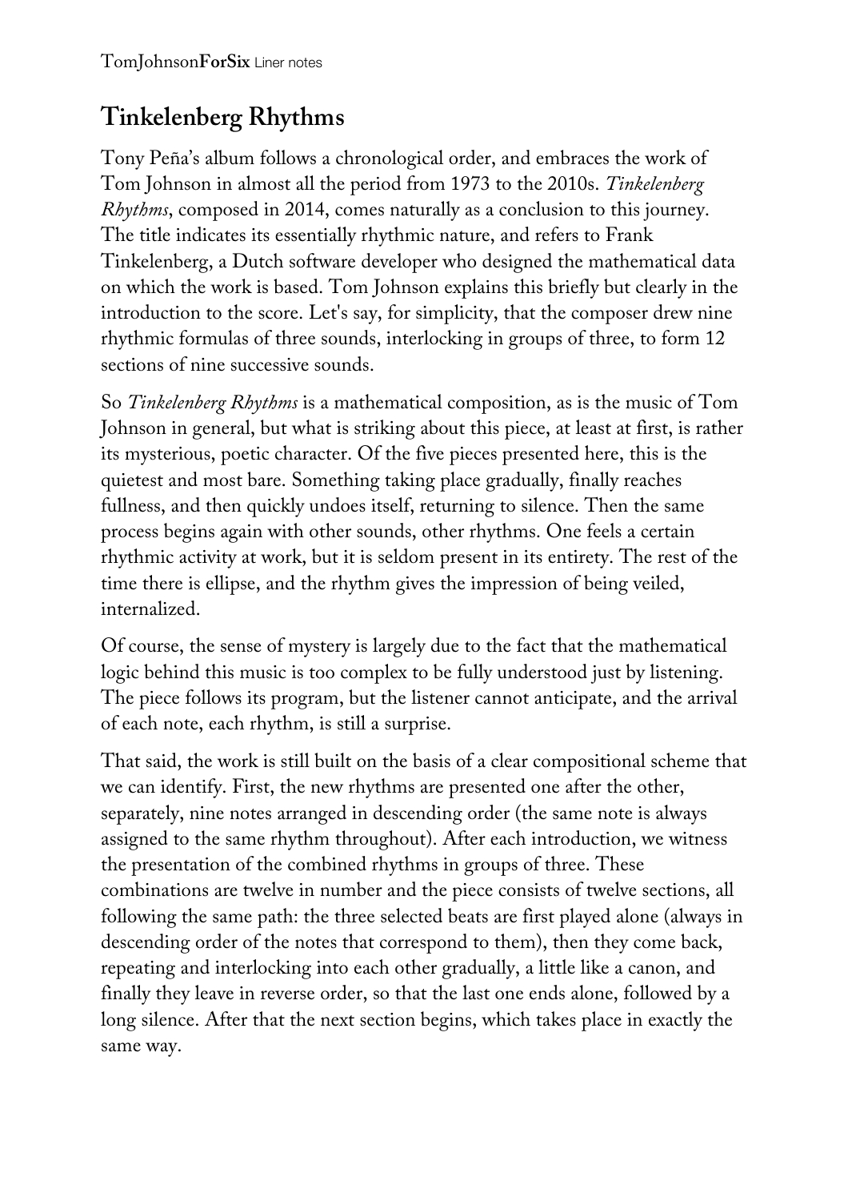## Tinkelenberg Rhythms

Tony Peña's album follows a chronological order, and embraces the work of Tom Johnson in almost all the period from 1973 to the 2010s. *Tinkelenberg Rhythms*, composed in 2014, comes naturally as a conclusion to this journey. The title indicates its essentially rhythmic nature, and refers to Frank Tinkelenberg, a Dutch software developer who designed the mathematical data on which the work is based. Tom Johnson explains this briefly but clearly in the introduction to the score. Let's say, for simplicity, that the composer drew nine rhythmic formulas of three sounds, interlocking in groups of three, to form 12 sections of nine successive sounds.

So *Tinkelenberg Rhythms* is a mathematical composition, as is the music of Tom Johnson in general, but what is striking about this piece, at least at first, is rather its mysterious, poetic character. Of the five pieces presented here, this is the quietest and most bare. Something taking place gradually, finally reaches fullness, and then quickly undoes itself, returning to silence. Then the same process begins again with other sounds, other rhythms. One feels a certain rhythmic activity at work, but it is seldom present in its entirety. The rest of the time there is ellipse, and the rhythm gives the impression of being veiled, internalized.

Of course, the sense of mystery is largely due to the fact that the mathematical logic behind this music is too complex to be fully understood just by listening. The piece follows its program, but the listener cannot anticipate, and the arrival of each note, each rhythm, is still a surprise.

That said, the work is still built on the basis of a clear compositional scheme that we can identify. First, the new rhythms are presented one after the other, separately, nine notes arranged in descending order (the same note is always assigned to the same rhythm throughout). After each introduction, we witness the presentation of the combined rhythms in groups of three. These combinations are twelve in number and the piece consists of twelve sections, all following the same path: the three selected beats are first played alone (always in descending order of the notes that correspond to them), then they come back, repeating and interlocking into each other gradually, a little like a canon, and finally they leave in reverse order, so that the last one ends alone, followed by a long silence. After that the next section begins, which takes place in exactly the same way.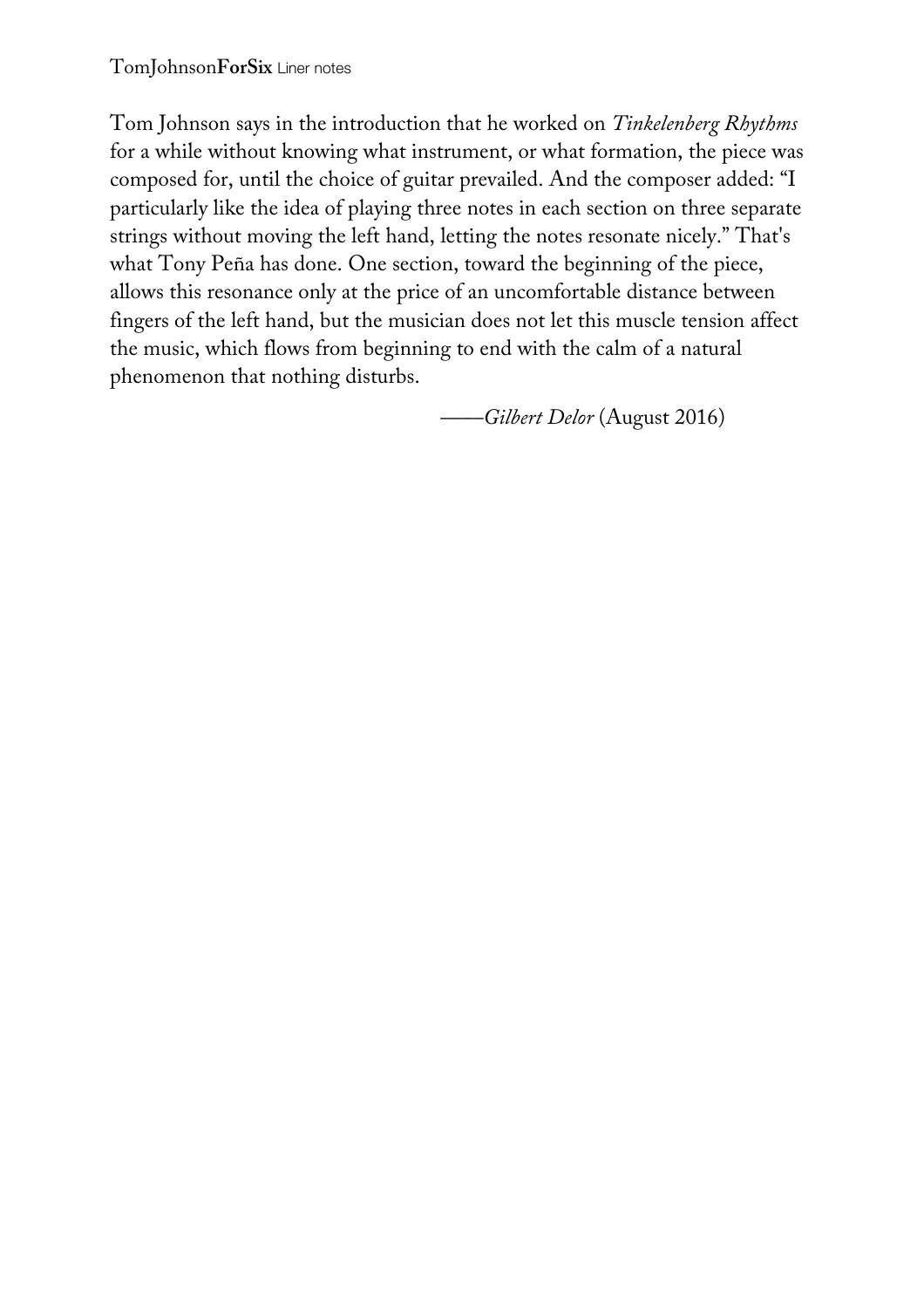Tom Johnson says in the introduction that he worked on *Tinkelenberg Rhythms* for a while without knowing what instrument, or what formation, the piece was composed for, until the choice of guitar prevailed. And the composer added: "I particularly like the idea of playing three notes in each section on three separate strings without moving the left hand, letting the notes resonate nicely." That's what Tony Peña has done. One section, toward the beginning of the piece, allows this resonance only at the price of an uncomfortable distance between fingers of the left hand, but the musician does not let this muscle tension affect the music, which flows from beginning to end with the calm of a natural phenomenon that nothing disturbs.

——*Gilbert Delor* (August 2016)